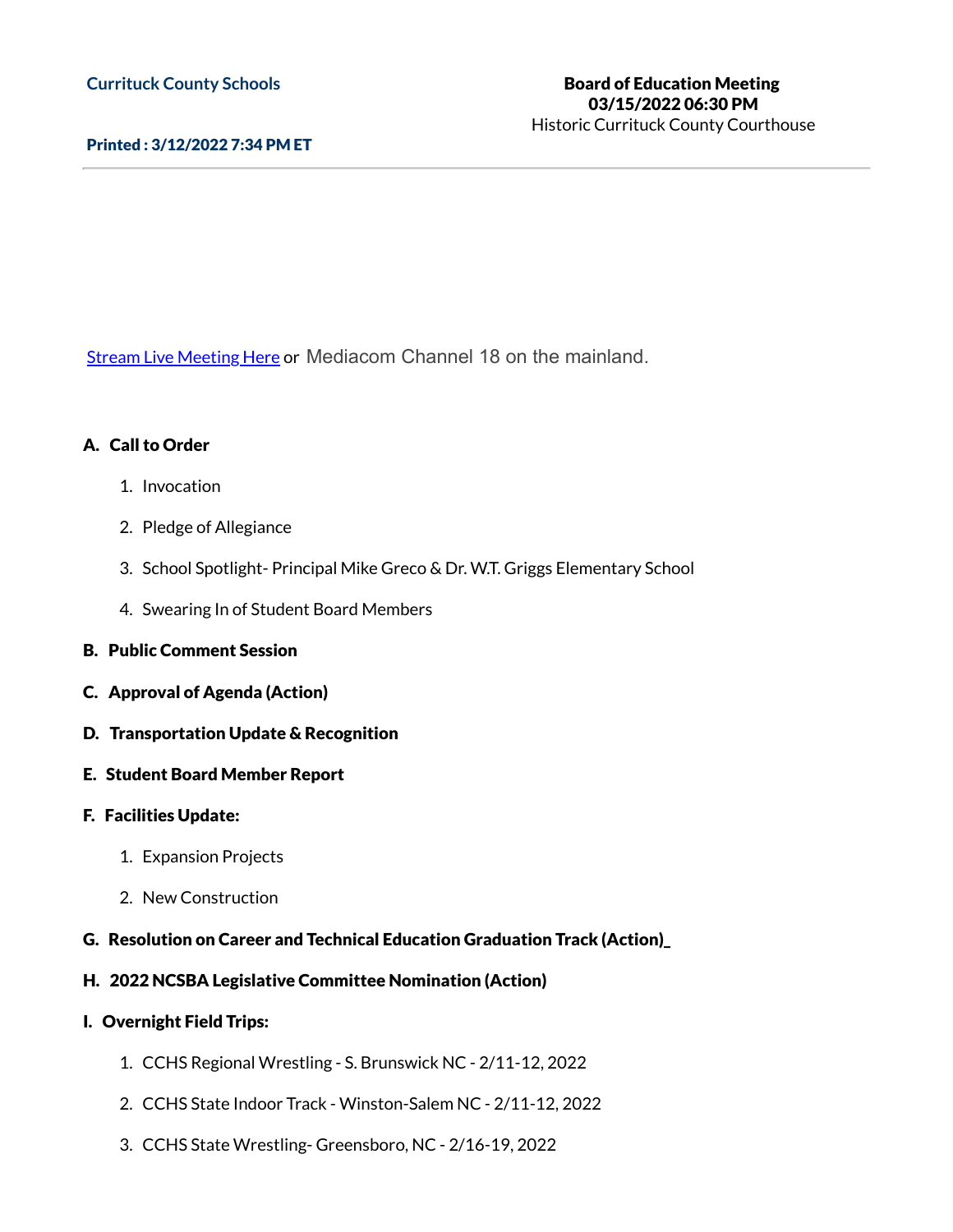**Currituck County Schools**

**Printed : 3/12/2022 7:34 PM ET**

**Board of Education Meeting**
**03/15/2022 06:30 PM**
Historic Currituck County Courthouse

Stream Live Meeting Here or Mediacom Channel 18 on the mainland.

**A. Call to Order**

1. Invocation
2. Pledge of Allegiance
3. School Spotlight- Principal Mike Greco & Dr. W.T. Griggs Elementary School
4. Swearing In of Student Board Members

**B. Public Comment Session**

**C. Approval of Agenda (Action)**

**D. Transportation Update & Recognition**

**E. Student Board Member Report**

**F. Facilities Update:**

1. Expansion Projects
2. New Construction

**G. Resolution on Career and Technical Education Graduation Track (Action)_**

**H. 2022 NCSBA Legislative Committee Nomination (Action)**

**I. Overnight Field Trips:**

1. CCHS Regional Wrestling - S. Brunswick NC - 2/11-12, 2022
2. CCHS State Indoor Track - Winston-Salem NC - 2/11-12, 2022
3. CCHS State Wrestling- Greensboro, NC - 2/16-19, 2022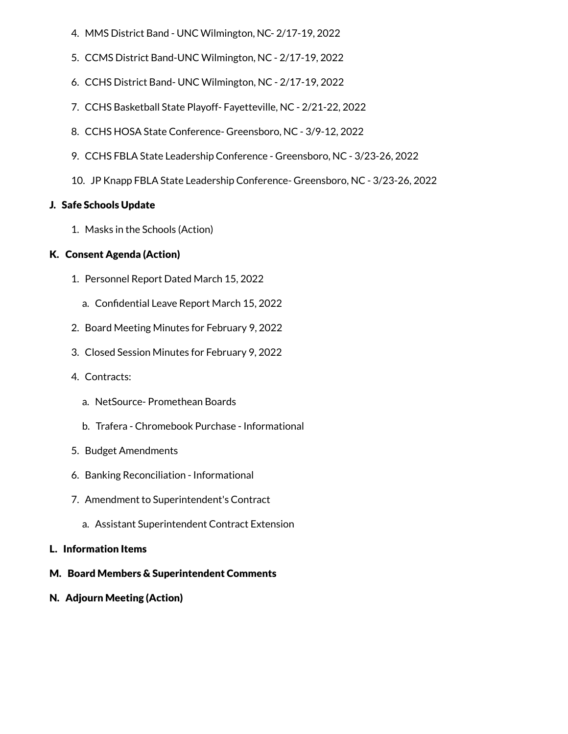4. MMS District Band - UNC Wilmington, NC- 2/17-19, 2022
5. CCMS District Band-UNC Wilmington, NC - 2/17-19, 2022
6. CCHS District Band- UNC Wilmington, NC - 2/17-19, 2022
7. CCHS Basketball State Playoff- Fayetteville, NC - 2/21-22, 2022
8. CCHS HOSA State Conference- Greensboro, NC - 3/9-12, 2022
9. CCHS FBLA State Leadership Conference - Greensboro, NC - 3/23-26, 2022
10. JP Knapp FBLA State Leadership Conference- Greensboro, NC - 3/23-26, 2022

**J. Safe Schools Update**

1. Masks in the Schools (Action)

**K. Consent Agenda (Action)**

1. Personnel Report Dated March 15, 2022
   a. Confidential Leave Report March 15, 2022
2. Board Meeting Minutes for February 9, 2022
3. Closed Session Minutes for February 9, 2022
4. Contracts:
   a. NetSource- Promethean Boards
   b. Trafera - Chromebook Purchase - Informational
5. Budget Amendments
6. Banking Reconciliation - Informational
7. Amendment to Superintendent's Contract
   a. Assistant Superintendent Contract Extension

**L. Information Items**

**M. Board Members & Superintendent Comments**

**N. Adjourn Meeting (Action)**